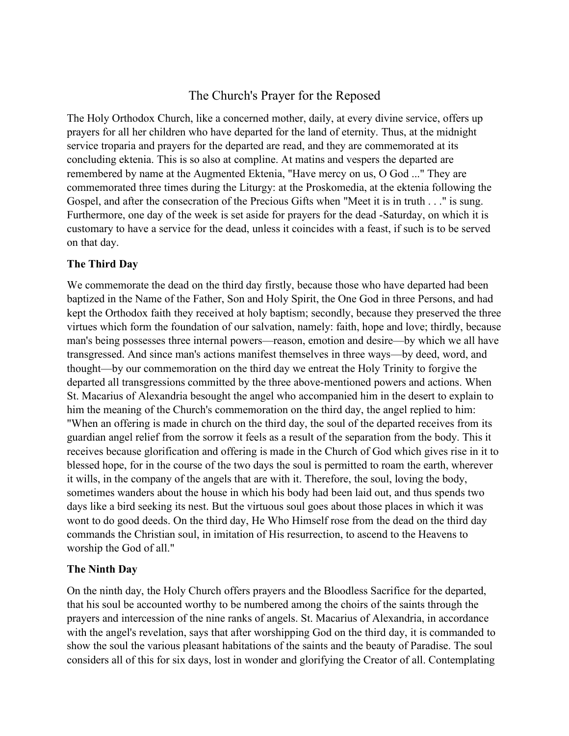# The Church's Prayer for the Reposed

The Holy Orthodox Church, like a concerned mother, daily, at every divine service, offers up prayers for all her children who have departed for the land of eternity. Thus, at the midnight service troparia and prayers for the departed are read, and they are commemorated at its concluding ektenia. This is so also at compline. At matins and vespers the departed are remembered by name at the Augmented Ektenia, "Have mercy on us, O God ..." They are commemorated three times during the Liturgy: at the Proskomedia, at the ektenia following the Gospel, and after the consecration of the Precious Gifts when "Meet it is in truth . . ." is sung. Furthermore, one day of the week is set aside for prayers for the dead -Saturday, on which it is customary to have a service for the dead, unless it coincides with a feast, if such is to be served on that day.

**The Third Day**

We commemorate the dead on the third day firstly, because those who have departed had been baptized in the Name of the Father, Son and Holy Spirit, the One God in three Persons, and had kept the Orthodox faith they received at holy baptism; secondly, because they preserved the three virtues which form the foundation of our salvation, namely: faith, hope and love; thirdly, because man's being possesses three internal powers—reason, emotion and desire—by which we all have transgressed. And since man's actions manifest themselves in three ways—by deed, word, and thought—by our commemoration on the third day we entreat the Holy Trinity to forgive the departed all transgressions committed by the three above-mentioned powers and actions. When St. Macarius of Alexandria besought the angel who accompanied him in the desert to explain to him the meaning of the Church's commemoration on the third day, the angel replied to him: "When an offering is made in church on the third day, the soul of the departed receives from its guardian angel relief from the sorrow it feels as a result of the separation from the body. This it receives because glorification and offering is made in the Church of God which gives rise in it to blessed hope, for in the course of the two days the soul is permitted to roam the earth, wherever it wills, in the company of the angels that are with it. Therefore, the soul, loving the body, sometimes wanders about the house in which his body had been laid out, and thus spends two days like a bird seeking its nest. But the virtuous soul goes about those places in which it was wont to do good deeds. On the third day, He Who Himself rose from the dead on the third day commands the Christian soul, in imitation of His resurrection, to ascend to the Heavens to worship the God of all."

**The Ninth Day**

On the ninth day, the Holy Church offers prayers and the Bloodless Sacrifice for the departed, that his soul be accounted worthy to be numbered among the choirs of the saints through the prayers and intercession of the nine ranks of angels. St. Macarius of Alexandria, in accordance with the angel's revelation, says that after worshipping God on the third day, it is commanded to show the soul the various pleasant habitations of the saints and the beauty of Paradise. The soul considers all of this for six days, lost in wonder and glorifying the Creator of all. Contemplating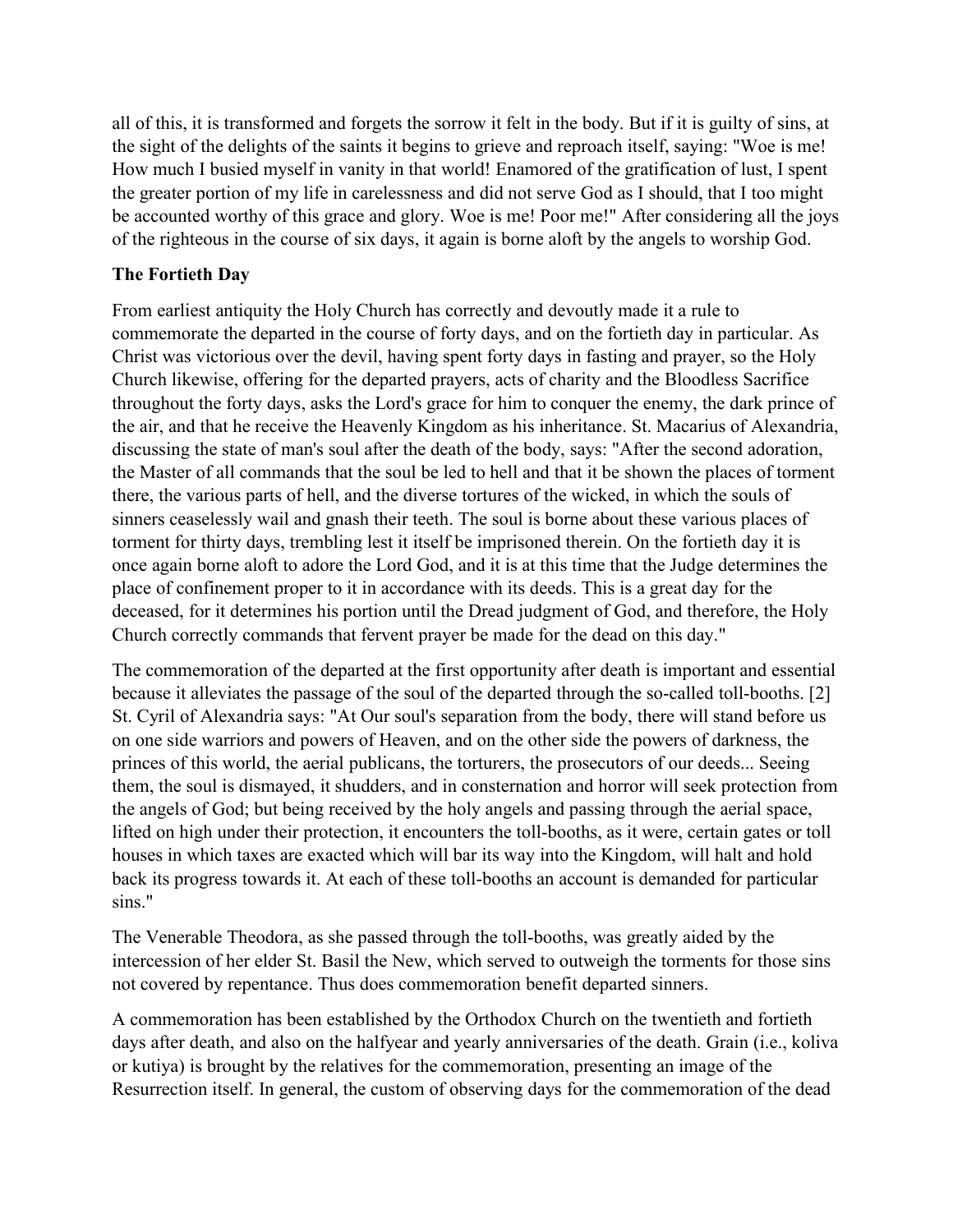all of this, it is transformed and forgets the sorrow it felt in the body. But if it is guilty of sins, at the sight of the delights of the saints it begins to grieve and reproach itself, saying: "Woe is me! How much I busied myself in vanity in that world! Enamored of the gratification of lust, I spent the greater portion of my life in carelessness and did not serve God as I should, that I too might be accounted worthy of this grace and glory. Woe is me! Poor me!" After considering all the joys of the righteous in the course of six days, it again is borne aloft by the angels to worship God.

### The Fortieth Day

From earliest antiquity the Holy Church has correctly and devoutly made it a rule to commemorate the departed in the course of forty days, and on the fortieth day in particular. As Christ was victorious over the devil, having spent forty days in fasting and prayer, so the Holy Church likewise, offering for the departed prayers, acts of charity and the Bloodless Sacrifice throughout the forty days, asks the Lord's grace for him to conquer the enemy, the dark prince of the air, and that he receive the Heavenly Kingdom as his inheritance. St. Macarius of Alexandria, discussing the state of man's soul after the death of the body, says: "After the second adoration, the Master of all commands that the soul be led to hell and that it be shown the places of torment there, the various parts of hell, and the diverse tortures of the wicked, in which the souls of sinners ceaselessly wail and gnash their teeth. The soul is borne about these various places of torment for thirty days, trembling lest it itself be imprisoned therein. On the fortieth day it is once again borne aloft to adore the Lord God, and it is at this time that the Judge determines the place of confinement proper to it in accordance with its deeds. This is a great day for the deceased, for it determines his portion until the Dread judgment of God, and therefore, the Holy Church correctly commands that fervent prayer be made for the dead on this day."

The commemoration of the departed at the first opportunity after death is important and essential because it alleviates the passage of the soul of the departed through the so-called toll-booths. [2] St. Cyril of Alexandria says: "At Our soul's separation from the body, there will stand before us on one side warriors and powers of Heaven, and on the other side the powers of darkness, the princes of this world, the aerial publicans, the torturers, the prosecutors of our deeds... Seeing them, the soul is dismayed, it shudders, and in consternation and horror will seek protection from the angels of God; but being received by the holy angels and passing through the aerial space, lifted on high under their protection, it encounters the toll-booths, as it were, certain gates or toll houses in which taxes are exacted which will bar its way into the Kingdom, will halt and hold back its progress towards it. At each of these toll-booths an account is demanded for particular sins."

The Venerable Theodora, as she passed through the toll-booths, was greatly aided by the intercession of her elder St. Basil the New, which served to outweigh the torments for those sins not covered by repentance. Thus does commemoration benefit departed sinners.

A commemoration has been established by the Orthodox Church on the twentieth and fortieth days after death, and also on the halfyear and yearly anniversaries of the death. Grain (i.e., koliva or kutiya) is brought by the relatives for the commemoration, presenting an image of the Resurrection itself. In general, the custom of observing days for the commemoration of the dead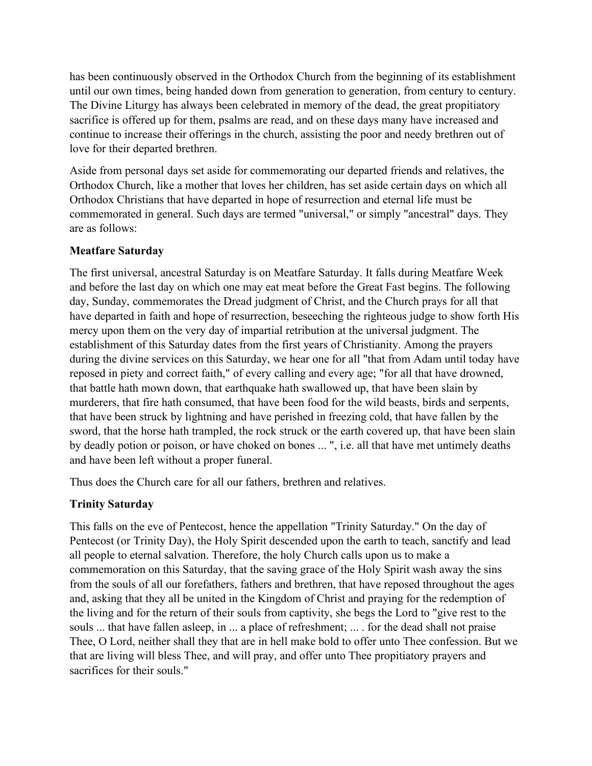has been continuously observed in the Orthodox Church from the beginning of its establishment until our own times, being handed down from generation to generation, from century to century. The Divine Liturgy has always been celebrated in memory of the dead, the great propitiatory sacrifice is offered up for them, psalms are read, and on these days many have increased and continue to increase their offerings in the church, assisting the poor and needy brethren out of love for their departed brethren.

Aside from personal days set aside for commemorating our departed friends and relatives, the Orthodox Church, like a mother that loves her children, has set aside certain days on which all Orthodox Christians that have departed in hope of resurrection and eternal life must be commemorated in general. Such days are termed "universal," or simply "ancestral" days. They are as follows:

**Meatfare Saturday**

The first universal, ancestral Saturday is on Meatfare Saturday. It falls during Meatfare Week and before the last day on which one may eat meat before the Great Fast begins. The following day, Sunday, commemorates the Dread judgment of Christ, and the Church prays for all that have departed in faith and hope of resurrection, beseeching the righteous judge to show forth His mercy upon them on the very day of impartial retribution at the universal judgment. The establishment of this Saturday dates from the first years of Christianity. Among the prayers during the divine services on this Saturday, we hear one for all "that from Adam until today have reposed in piety and correct faith," of every calling and every age; "for all that have drowned, that battle hath mown down, that earthquake hath swallowed up, that have been slain by murderers, that fire hath consumed, that have been food for the wild beasts, birds and serpents, that have been struck by lightning and have perished in freezing cold, that have fallen by the sword, that the horse hath trampled, the rock struck or the earth covered up, that have been slain by deadly potion or poison, or have choked on bones ... ", i.e. all that have met untimely deaths and have been left without a proper funeral.

Thus does the Church care for all our fathers, brethren and relatives.

**Trinity Saturday**

This falls on the eve of Pentecost, hence the appellation "Trinity Saturday." On the day of Pentecost (or Trinity Day), the Holy Spirit descended upon the earth to teach, sanctify and lead all people to eternal salvation. Therefore, the holy Church calls upon us to make a commemoration on this Saturday, that the saving grace of the Holy Spirit wash away the sins from the souls of all our forefathers, fathers and brethren, that have reposed throughout the ages and, asking that they all be united in the Kingdom of Christ and praying for the redemption of the living and for the return of their souls from captivity, she begs the Lord to "give rest to the souls ... that have fallen asleep, in ... a place of refreshment; ... . for the dead shall not praise Thee, O Lord, neither shall they that are in hell make bold to offer unto Thee confession. But we that are living will bless Thee, and will pray, and offer unto Thee propitiatory prayers and sacrifices for their souls."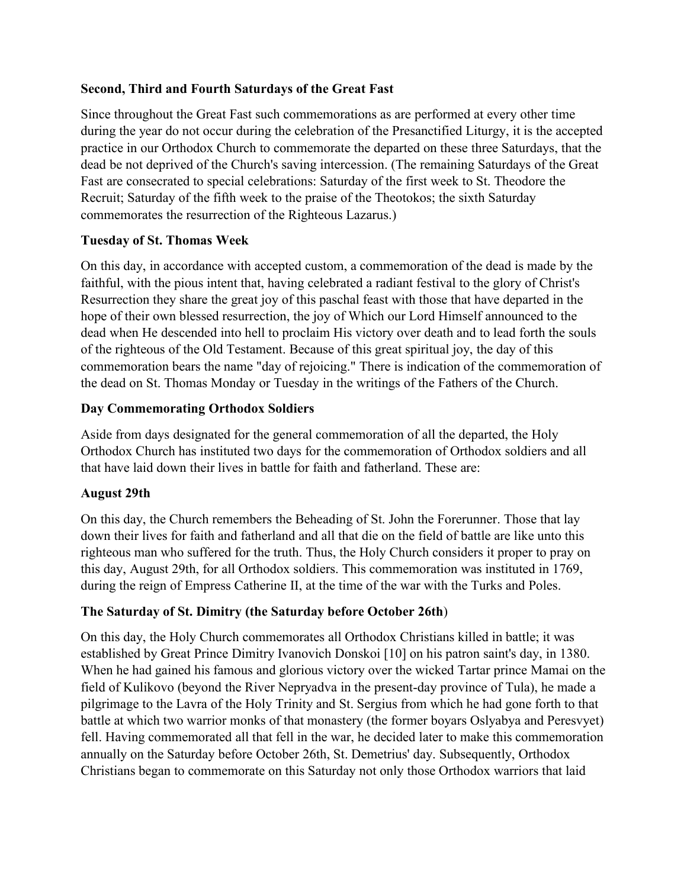**Second, Third and Fourth Saturdays of the Great Fast**

Since throughout the Great Fast such commemorations as are performed at every other time during the year do not occur during the celebration of the Presanctified Liturgy, it is the accepted practice in our Orthodox Church to commemorate the departed on these three Saturdays, that the dead be not deprived of the Church's saving intercession. (The remaining Saturdays of the Great Fast are consecrated to special celebrations: Saturday of the first week to St. Theodore the Recruit; Saturday of the fifth week to the praise of the Theotokos; the sixth Saturday commemorates the resurrection of the Righteous Lazarus.)

**Tuesday of St. Thomas Week**

On this day, in accordance with accepted custom, a commemoration of the dead is made by the faithful, with the pious intent that, having celebrated a radiant festival to the glory of Christ's Resurrection they share the great joy of this paschal feast with those that have departed in the hope of their own blessed resurrection, the joy of Which our Lord Himself announced to the dead when He descended into hell to proclaim His victory over death and to lead forth the souls of the righteous of the Old Testament. Because of this great spiritual joy, the day of this commemoration bears the name "day of rejoicing." There is indication of the commemoration of the dead on St. Thomas Monday or Tuesday in the writings of the Fathers of the Church.

**Day Commemorating Orthodox Soldiers**

Aside from days designated for the general commemoration of all the departed, the Holy Orthodox Church has instituted two days for the commemoration of Orthodox soldiers and all that have laid down their lives in battle for faith and fatherland. These are:

**August 29th**

On this day, the Church remembers the Beheading of St. John the Forerunner. Those that lay down their lives for faith and fatherland and all that die on the field of battle are like unto this righteous man who suffered for the truth. Thus, the Holy Church considers it proper to pray on this day, August 29th, for all Orthodox soldiers. This commemoration was instituted in 1769, during the reign of Empress Catherine II, at the time of the war with the Turks and Poles.

**The Saturday of St. Dimitry (the Saturday before October 26th)**

On this day, the Holy Church commemorates all Orthodox Christians killed in battle; it was established by Great Prince Dimitry Ivanovich Donskoi [10] on his patron saint's day, in 1380. When he had gained his famous and glorious victory over the wicked Tartar prince Mamai on the field of Kulikovo (beyond the River Nepryadva in the present-day province of Tula), he made a pilgrimage to the Lavra of the Holy Trinity and St. Sergius from which he had gone forth to that battle at which two warrior monks of that monastery (the former boyars Oslyabya and Peresvyet) fell. Having commemorated all that fell in the war, he decided later to make this commemoration annually on the Saturday before October 26th, St. Demetrius' day. Subsequently, Orthodox Christians began to commemorate on this Saturday not only those Orthodox warriors that laid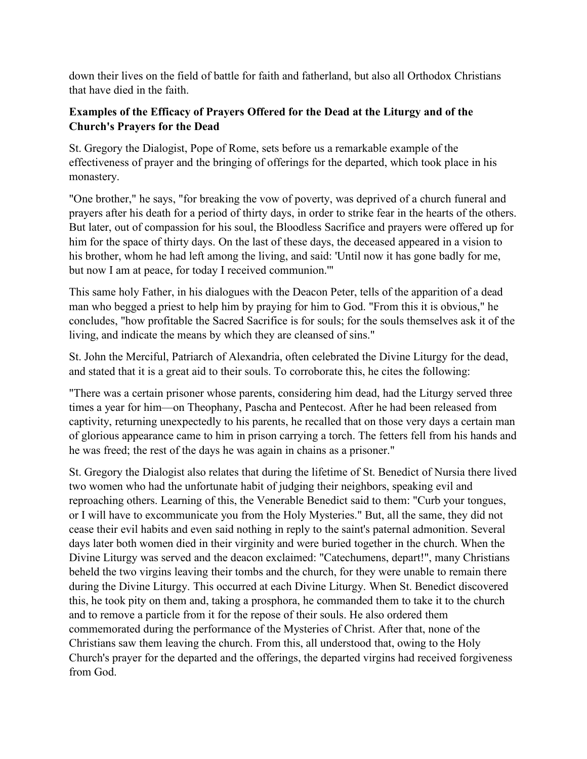down their lives on the field of battle for faith and fatherland, but also all Orthodox Christians that have died in the faith.

**Examples of the Efficacy of Prayers Offered for the Dead at the Liturgy and of the Church's Prayers for the Dead**

St. Gregory the Dialogist, Pope of Rome, sets before us a remarkable example of the effectiveness of prayer and the bringing of offerings for the departed, which took place in his monastery.

"One brother," he says, "for breaking the vow of poverty, was deprived of a church funeral and prayers after his death for a period of thirty days, in order to strike fear in the hearts of the others. But later, out of compassion for his soul, the Bloodless Sacrifice and prayers were offered up for him for the space of thirty days. On the last of these days, the deceased appeared in a vision to his brother, whom he had left among the living, and said: 'Until now it has gone badly for me, but now I am at peace, for today I received communion.'"

This same holy Father, in his dialogues with the Deacon Peter, tells of the apparition of a dead man who begged a priest to help him by praying for him to God. "From this it is obvious," he concludes, "how profitable the Sacred Sacrifice is for souls; for the souls themselves ask it of the living, and indicate the means by which they are cleansed of sins."

St. John the Merciful, Patriarch of Alexandria, often celebrated the Divine Liturgy for the dead, and stated that it is a great aid to their souls. To corroborate this, he cites the following:

"There was a certain prisoner whose parents, considering him dead, had the Liturgy served three times a year for him—on Theophany, Pascha and Pentecost. After he had been released from captivity, returning unexpectedly to his parents, he recalled that on those very days a certain man of glorious appearance came to him in prison carrying a torch. The fetters fell from his hands and he was freed; the rest of the days he was again in chains as a prisoner."

St. Gregory the Dialogist also relates that during the lifetime of St. Benedict of Nursia there lived two women who had the unfortunate habit of judging their neighbors, speaking evil and reproaching others. Learning of this, the Venerable Benedict said to them: "Curb your tongues, or I will have to excommunicate you from the Holy Mysteries." But, all the same, they did not cease their evil habits and even said nothing in reply to the saint's paternal admonition. Several days later both women died in their virginity and were buried together in the church. When the Divine Liturgy was served and the deacon exclaimed: "Catechumens, depart!", many Christians beheld the two virgins leaving their tombs and the church, for they were unable to remain there during the Divine Liturgy. This occurred at each Divine Liturgy. When St. Benedict discovered this, he took pity on them and, taking a prosphora, he commanded them to take it to the church and to remove a particle from it for the repose of their souls. He also ordered them commemorated during the performance of the Mysteries of Christ. After that, none of the Christians saw them leaving the church. From this, all understood that, owing to the Holy Church's prayer for the departed and the offerings, the departed virgins had received forgiveness from God.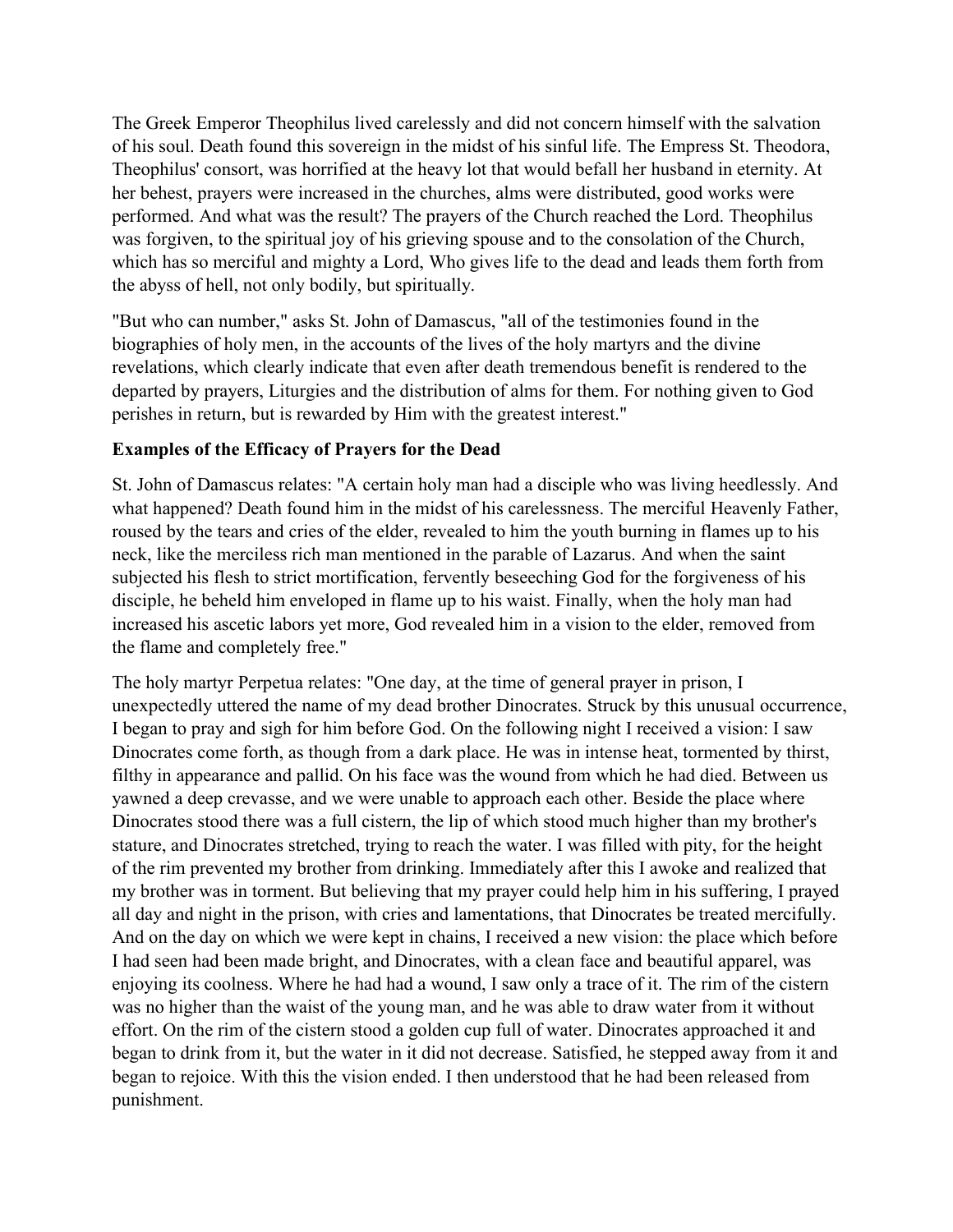The Greek Emperor Theophilus lived carelessly and did not concern himself with the salvation of his soul. Death found this sovereign in the midst of his sinful life. The Empress St. Theodora, Theophilus' consort, was horrified at the heavy lot that would befall her husband in eternity. At her behest, prayers were increased in the churches, alms were distributed, good works were performed. And what was the result? The prayers of the Church reached the Lord. Theophilus was forgiven, to the spiritual joy of his grieving spouse and to the consolation of the Church, which has so merciful and mighty a Lord, Who gives life to the dead and leads them forth from the abyss of hell, not only bodily, but spiritually.

"But who can number," asks St. John of Damascus, "all of the testimonies found in the biographies of holy men, in the accounts of the lives of the holy martyrs and the divine revelations, which clearly indicate that even after death tremendous benefit is rendered to the departed by prayers, Liturgies and the distribution of alms for them. For nothing given to God perishes in return, but is rewarded by Him with the greatest interest."

**Examples of the Efficacy of Prayers for the Dead**

St. John of Damascus relates: "A certain holy man had a disciple who was living heedlessly. And what happened? Death found him in the midst of his carelessness. The merciful Heavenly Father, roused by the tears and cries of the elder, revealed to him the youth burning in flames up to his neck, like the merciless rich man mentioned in the parable of Lazarus. And when the saint subjected his flesh to strict mortification, fervently beseeching God for the forgiveness of his disciple, he beheld him enveloped in flame up to his waist. Finally, when the holy man had increased his ascetic labors yet more, God revealed him in a vision to the elder, removed from the flame and completely free."

The holy martyr Perpetua relates: "One day, at the time of general prayer in prison, I unexpectedly uttered the name of my dead brother Dinocrates. Struck by this unusual occurrence, I began to pray and sigh for him before God. On the following night I received a vision: I saw Dinocrates come forth, as though from a dark place. He was in intense heat, tormented by thirst, filthy in appearance and pallid. On his face was the wound from which he had died. Between us yawned a deep crevasse, and we were unable to approach each other. Beside the place where Dinocrates stood there was a full cistern, the lip of which stood much higher than my brother's stature, and Dinocrates stretched, trying to reach the water. I was filled with pity, for the height of the rim prevented my brother from drinking. Immediately after this I awoke and realized that my brother was in torment. But believing that my prayer could help him in his suffering, I prayed all day and night in the prison, with cries and lamentations, that Dinocrates be treated mercifully. And on the day on which we were kept in chains, I received a new vision: the place which before I had seen had been made bright, and Dinocrates, with a clean face and beautiful apparel, was enjoying its coolness. Where he had had a wound, I saw only a trace of it. The rim of the cistern was no higher than the waist of the young man, and he was able to draw water from it without effort. On the rim of the cistern stood a golden cup full of water. Dinocrates approached it and began to drink from it, but the water in it did not decrease. Satisfied, he stepped away from it and began to rejoice. With this the vision ended. I then understood that he had been released from punishment.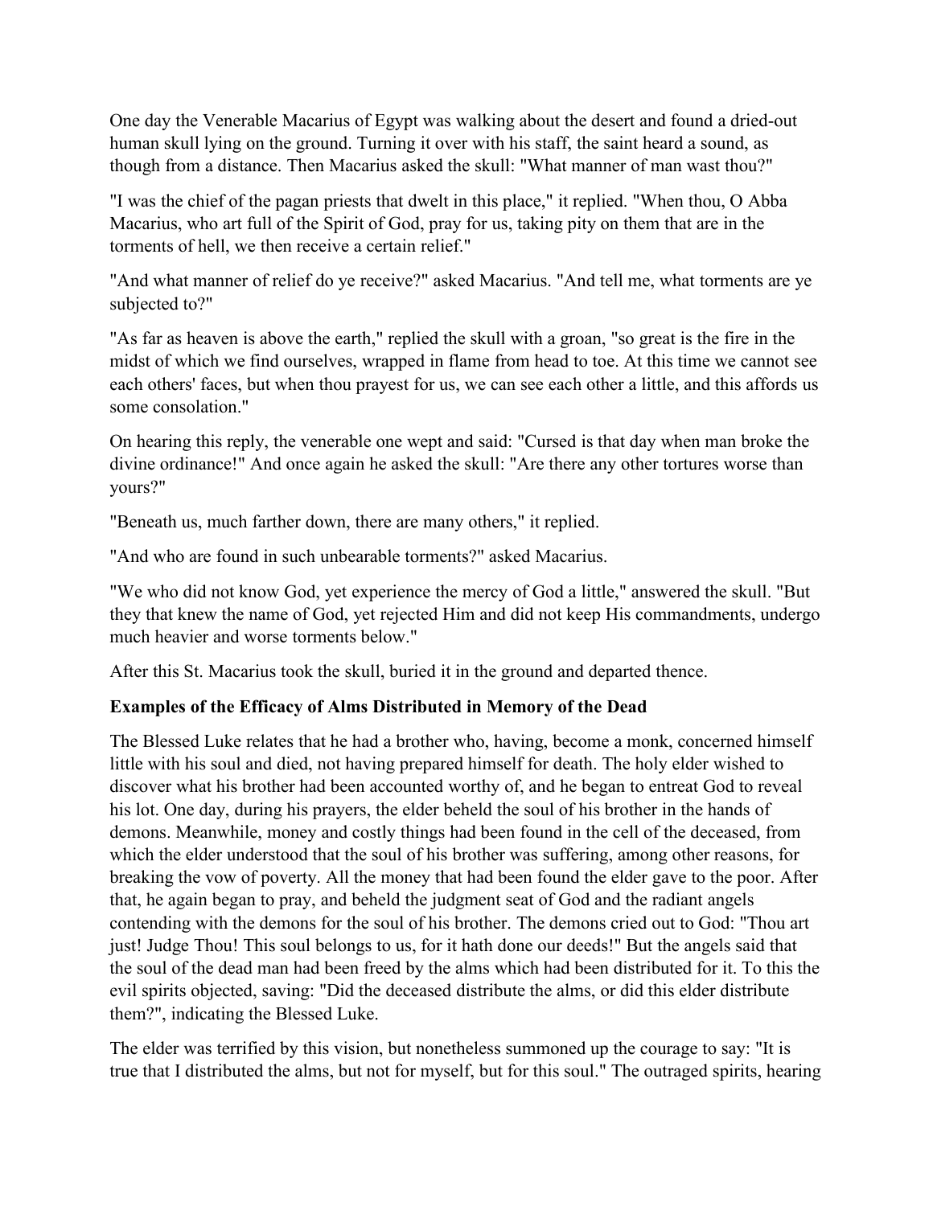One day the Venerable Macarius of Egypt was walking about the desert and found a dried-out human skull lying on the ground. Turning it over with his staff, the saint heard a sound, as though from a distance. Then Macarius asked the skull: "What manner of man wast thou?"

"I was the chief of the pagan priests that dwelt in this place," it replied. "When thou, O Abba Macarius, who art full of the Spirit of God, pray for us, taking pity on them that are in the torments of hell, we then receive a certain relief."

"And what manner of relief do ye receive?" asked Macarius. "And tell me, what torments are ye subjected to?"

"As far as heaven is above the earth," replied the skull with a groan, "so great is the fire in the midst of which we find ourselves, wrapped in flame from head to toe. At this time we cannot see each others' faces, but when thou prayest for us, we can see each other a little, and this affords us some consolation."

On hearing this reply, the venerable one wept and said: "Cursed is that day when man broke the divine ordinance!" And once again he asked the skull: "Are there any other tortures worse than yours?"

"Beneath us, much farther down, there are many others," it replied.

"And who are found in such unbearable torments?" asked Macarius.

"We who did not know God, yet experience the mercy of God a little," answered the skull. "But they that knew the name of God, yet rejected Him and did not keep His commandments, undergo much heavier and worse torments below."

After this St. Macarius took the skull, buried it in the ground and departed thence.

**Examples of the Efficacy of Alms Distributed in Memory of the Dead**

The Blessed Luke relates that he had a brother who, having, become a monk, concerned himself little with his soul and died, not having prepared himself for death. The holy elder wished to discover what his brother had been accounted worthy of, and he began to entreat God to reveal his lot. One day, during his prayers, the elder beheld the soul of his brother in the hands of demons. Meanwhile, money and costly things had been found in the cell of the deceased, from which the elder understood that the soul of his brother was suffering, among other reasons, for breaking the vow of poverty. All the money that had been found the elder gave to the poor. After that, he again began to pray, and beheld the judgment seat of God and the radiant angels contending with the demons for the soul of his brother. The demons cried out to God: "Thou art just! Judge Thou! This soul belongs to us, for it hath done our deeds!" But the angels said that the soul of the dead man had been freed by the alms which had been distributed for it. To this the evil spirits objected, saving: "Did the deceased distribute the alms, or did this elder distribute them?", indicating the Blessed Luke.

The elder was terrified by this vision, but nonetheless summoned up the courage to say: "It is true that I distributed the alms, but not for myself, but for this soul." The outraged spirits, hearing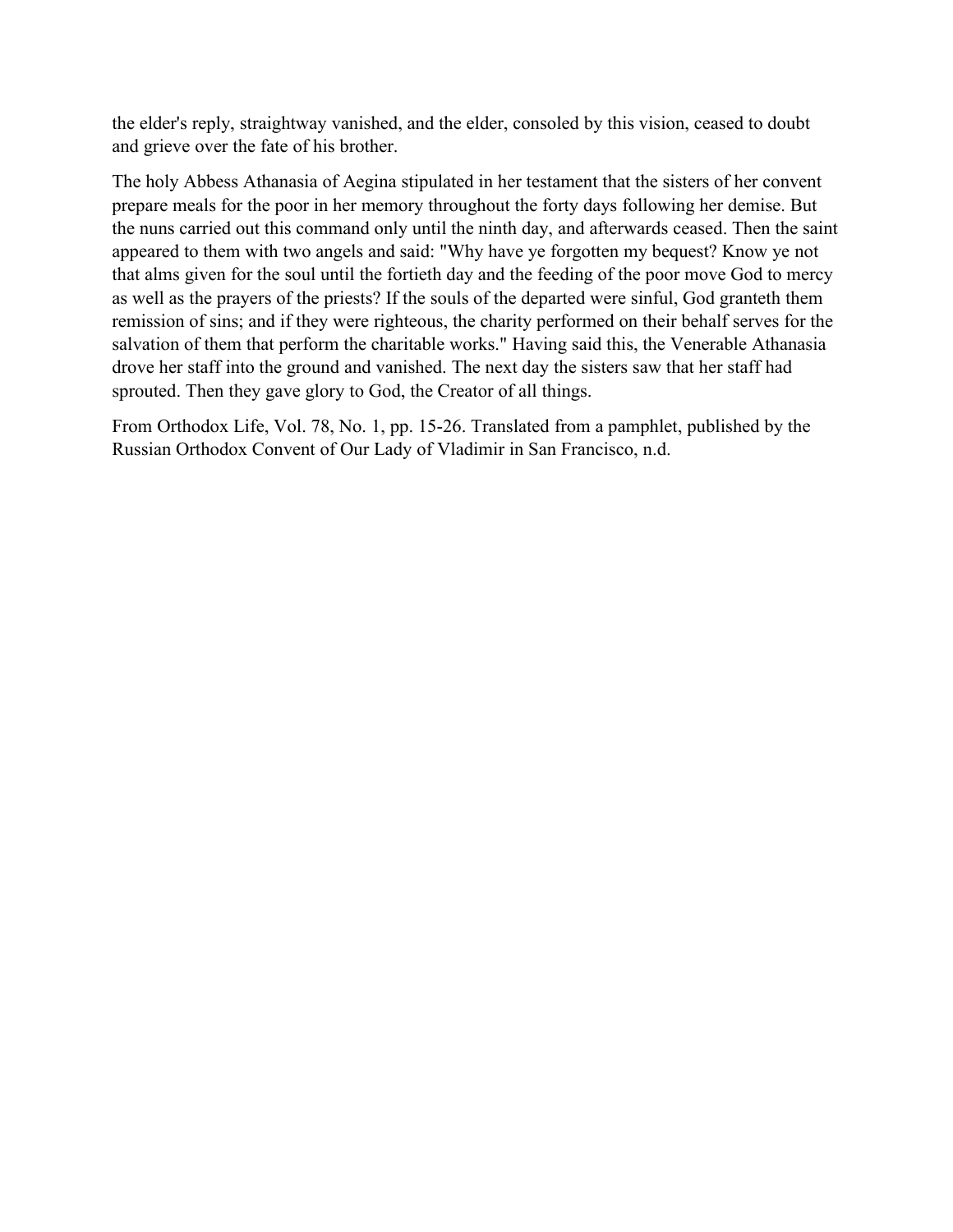the elder's reply, straightway vanished, and the elder, consoled by this vision, ceased to doubt and grieve over the fate of his brother.

The holy Abbess Athanasia of Aegina stipulated in her testament that the sisters of her convent prepare meals for the poor in her memory throughout the forty days following her demise. But the nuns carried out this command only until the ninth day, and afterwards ceased. Then the saint appeared to them with two angels and said: "Why have ye forgotten my bequest? Know ye not that alms given for the soul until the fortieth day and the feeding of the poor move God to mercy as well as the prayers of the priests? If the souls of the departed were sinful, God granteth them remission of sins; and if they were righteous, the charity performed on their behalf serves for the salvation of them that perform the charitable works." Having said this, the Venerable Athanasia drove her staff into the ground and vanished. The next day the sisters saw that her staff had sprouted. Then they gave glory to God, the Creator of all things.

From Orthodox Life, Vol. 78, No. 1, pp. 15-26. Translated from a pamphlet, published by the Russian Orthodox Convent of Our Lady of Vladimir in San Francisco, n.d.